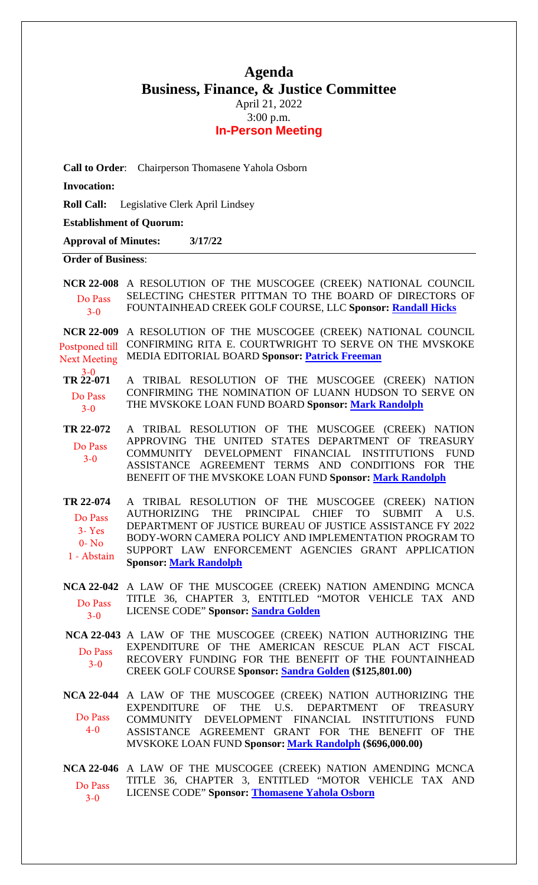# Agenda
## Business, Finance, & Justice Committee

April 21, 2022
3:00 p.m.
**In-Person Meeting**

**Call to Order**: Chairperson Thomasene Yahola Osborn

**Invocation:**

**Roll Call:** Legislative Clerk April Lindsey

**Establishment of Quorum:**

**Approval of Minutes:** 3/17/22

**Order of Business**:

| | |
|---|---|
| **NCR 22-008**<br>Do Pass<br>3-0 | A RESOLUTION OF THE MUSCOGEE (CREEK) NATIONAL COUNCIL SELECTING CHESTER PITTMAN TO THE BOARD OF DIRECTORS OF FOUNTAINHEAD CREEK GOLF COURSE, LLC **Sponsor: Randall Hicks** |
| **NCR 22-009**<br>Postponed till Next Meeting<br>3-0 | A RESOLUTION OF THE MUSCOGEE (CREEK) NATIONAL COUNCIL CONFIRMING RITA E. COURTWRIGHT TO SERVE ON THE MVSKOKE MEDIA EDITORIAL BOARD **Sponsor: Patrick Freeman** |
| **TR 22-071**<br>Do Pass<br>3-0 | A TRIBAL RESOLUTION OF THE MUSCOGEE (CREEK) NATION CONFIRMING THE NOMINATION OF LUANN HUDSON TO SERVE ON THE MVSKOKE LOAN FUND BOARD **Sponsor: Mark Randolph** |
| **TR 22-072**<br>Do Pass<br>3-0 | A TRIBAL RESOLUTION OF THE MUSCOGEE (CREEK) NATION APPROVING THE UNITED STATES DEPARTMENT OF TREASURY COMMUNITY DEVELOPMENT FINANCIAL INSTITUTIONS FUND ASSISTANCE AGREEMENT TERMS AND CONDITIONS FOR THE BENEFIT OF THE MVSKOKE LOAN FUND **Sponsor: Mark Randolph** |
| **TR 22-074**<br>Do Pass<br>3- Yes<br>0- No<br>1 - Abstain | A TRIBAL RESOLUTION OF THE MUSCOGEE (CREEK) NATION AUTHORIZING THE PRINCIPAL CHIEF TO SUBMIT A U.S. DEPARTMENT OF JUSTICE BUREAU OF JUSTICE ASSISTANCE FY 2022 BODY-WORN CAMERA POLICY AND IMPLEMENTATION PROGRAM TO SUPPORT LAW ENFORCEMENT AGENCIES GRANT APPLICATION **Sponsor: Mark Randolph** |
| **NCA 22-042**<br>Do Pass<br>3-0 | A LAW OF THE MUSCOGEE (CREEK) NATION AMENDING MCNCA TITLE 36, CHAPTER 3, ENTITLED "MOTOR VEHICLE TAX AND LICENSE CODE" **Sponsor: Sandra Golden** |
| **NCA 22-043**<br>Do Pass<br>3-0 | A LAW OF THE MUSCOGEE (CREEK) NATION AUTHORIZING THE EXPENDITURE OF THE AMERICAN RESCUE PLAN ACT FISCAL RECOVERY FUNDING FOR THE BENEFIT OF THE FOUNTAINHEAD CREEK GOLF COURSE **Sponsor: Sandra Golden ($125,801.00)** |
| **NCA 22-044**<br>Do Pass<br>4-0 | A LAW OF THE MUSCOGEE (CREEK) NATION AUTHORIZING THE EXPENDITURE OF THE U.S. DEPARTMENT OF TREASURY COMMUNITY DEVELOPMENT FINANCIAL INSTITUTIONS FUND ASSISTANCE AGREEMENT GRANT FOR THE BENEFIT OF THE MVSKOKE LOAN FUND **Sponsor: Mark Randolph ($696,000.00)** |
| **NCA 22-046**<br>Do Pass<br>3-0 | A LAW OF THE MUSCOGEE (CREEK) NATION AMENDING MCNCA TITLE 36, CHAPTER 3, ENTITLED "MOTOR VEHICLE TAX AND LICENSE CODE" **Sponsor: Thomasene Yahola Osborn** |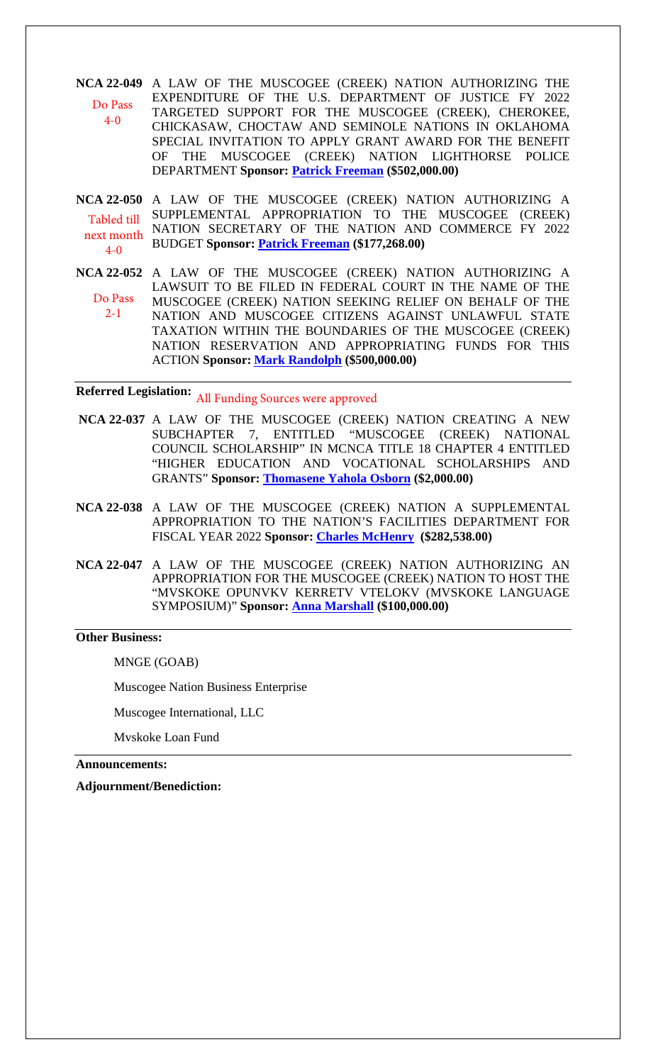**NCA 22-049** A LAW OF THE MUSCOGEE (CREEK) NATION AUTHORIZING THE EXPENDITURE OF THE U.S. DEPARTMENT OF JUSTICE FY 2022 TARGETED SUPPORT FOR THE MUSCOGEE (CREEK), CHEROKEE, CHICKASAW, CHOCTAW AND SEMINOLE NATIONS IN OKLAHOMA SPECIAL INVITATION TO APPLY GRANT AWARD FOR THE BENEFIT OF THE MUSCOGEE (CREEK) NATION LIGHTHORSE POLICE DEPARTMENT **Sponsor: Patrick Freeman ($502,000.00)**

Do Pass 4-0

**NCA 22-050** A LAW OF THE MUSCOGEE (CREEK) NATION AUTHORIZING A SUPPLEMENTAL APPROPRIATION TO THE MUSCOGEE (CREEK) NATION SECRETARY OF THE NATION AND COMMERCE FY 2022 BUDGET **Sponsor: Patrick Freeman ($177,268.00)**

Tabled till next month 4-0

**NCA 22-052** A LAW OF THE MUSCOGEE (CREEK) NATION AUTHORIZING A LAWSUIT TO BE FILED IN FEDERAL COURT IN THE NAME OF THE MUSCOGEE (CREEK) NATION SEEKING RELIEF ON BEHALF OF THE NATION AND MUSCOGEE CITIZENS AGAINST UNLAWFUL STATE TAXATION WITHIN THE BOUNDARIES OF THE MUSCOGEE (CREEK) NATION RESERVATION AND APPROPRIATING FUNDS FOR THIS ACTION **Sponsor: Mark Randolph ($500,000.00)**

Do Pass 2-1

**Referred Legislation:** All Funding Sources were approved

**NCA 22-037** A LAW OF THE MUSCOGEE (CREEK) NATION CREATING A NEW SUBCHAPTER 7, ENTITLED "MUSCOGEE (CREEK) NATIONAL COUNCIL SCHOLARSHIP" IN MCNCA TITLE 18 CHAPTER 4 ENTITLED "HIGHER EDUCATION AND VOCATIONAL SCHOLARSHIPS AND GRANTS" **Sponsor: Thomasene Yahola Osborn ($2,000.00)**

**NCA 22-038** A LAW OF THE MUSCOGEE (CREEK) NATION A SUPPLEMENTAL APPROPRIATION TO THE NATION'S FACILITIES DEPARTMENT FOR FISCAL YEAR 2022 **Sponsor: Charles McHenry ($282,538.00)**

**NCA 22-047** A LAW OF THE MUSCOGEE (CREEK) NATION AUTHORIZING AN APPROPRIATION FOR THE MUSCOGEE (CREEK) NATION TO HOST THE "MVSKOKE OPUNVKV KERRETV VTELOKV (MVSKOKE LANGUAGE SYMPOSIUM)" **Sponsor: Anna Marshall ($100,000.00)**

**Other Business:**

MNGE (GOAB)

Muscogee Nation Business Enterprise

Muscogee International, LLC

Mvskoke Loan Fund

**Announcements:**

**Adjournment/Benediction:**